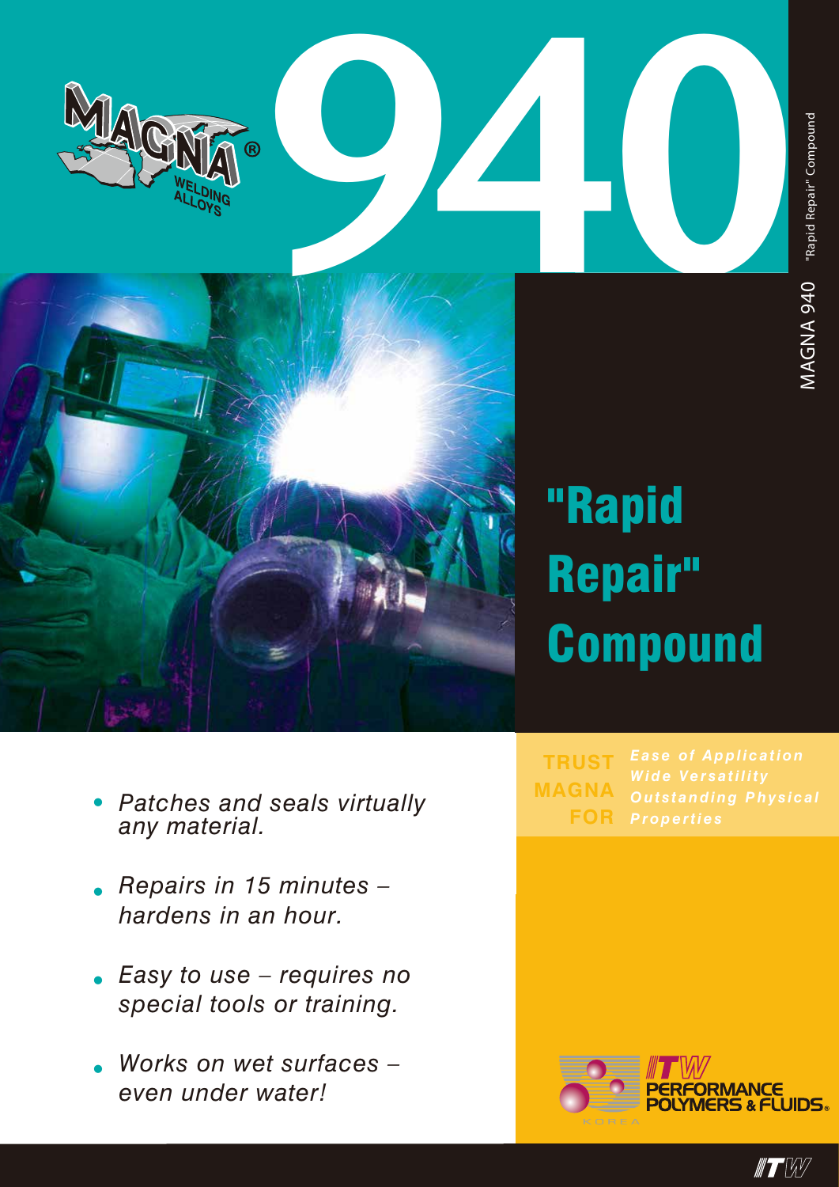MAGNA® WELDING ALLOYS

# 940

MAGNA 940 "Rapid Repair" Compound

## "Rapid Repair" Compound

- *Patches and seals virtually any material.*
- *Repairs in 15 minutes – hardens in an hour.*
- *Easy to use – requires no special tools or training.*
- *Works on wet surfaces – even under water!*

**TRUST MAGNA FOR**

***Ease of Application***
***Wide Versatility***
***Outstanding Physical Properties***

ITW PERFORMANCE POLYMERS & FLUIDS® KOREA

ITW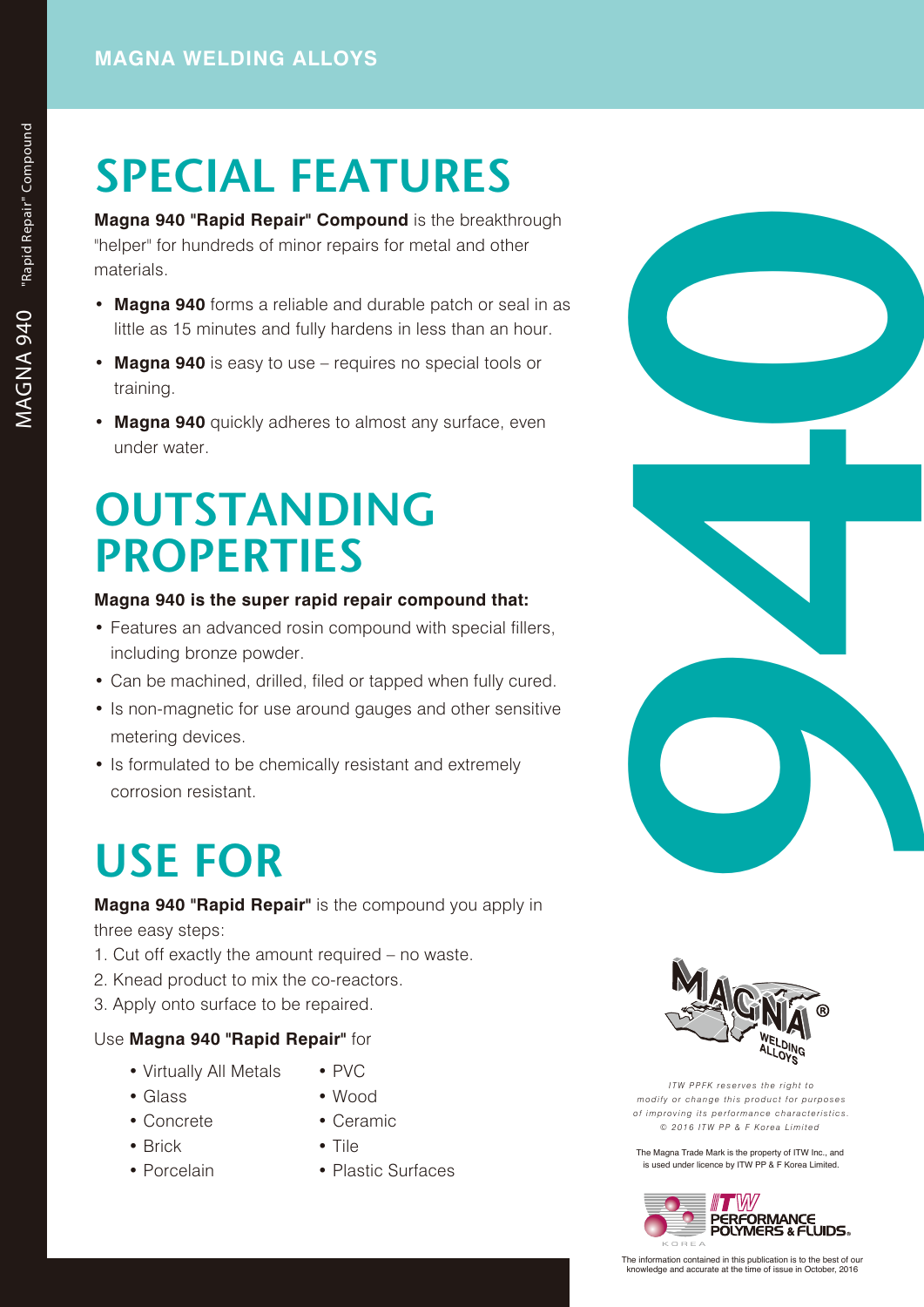# SPECIAL FEATURES

**Magna 940 "Rapid Repair" Compound** is the breakthrough "helper" for hundreds of minor repairs for metal and other materials.

- **Magna 940** forms a reliable and durable patch or seal in as little as 15 minutes and fully hardens in less than an hour.
- **Magna 940** is easy to use – requires no special tools or training.
- **Magna 940** quickly adheres to almost any surface, even under water.

# OUTSTANDING PROPERTIES

**Magna 940 is the super rapid repair compound that:**

- Features an advanced rosin compound with special fillers, including bronze powder.
- Can be machined, drilled, filed or tapped when fully cured.
- Is non-magnetic for use around gauges and other sensitive metering devices.
- Is formulated to be chemically resistant and extremely corrosion resistant.

# USE FOR

**Magna 940 "Rapid Repair"** is the compound you apply in three easy steps:

1. Cut off exactly the amount required – no waste.
2. Knead product to mix the co-reactors.
3. Apply onto surface to be repaired.

Use **Magna 940 "Rapid Repair"** for

- Virtually All Metals
- Glass
- Concrete
- Brick
- Porcelain
- PVC
- Wood
- Ceramic
- Tile
- Plastic Surfaces

*ITW PPFK reserves the right to modify or change this product for purposes of improving its performance characteristics. © 2016 ITW PP & F Korea Limited*

The Magna Trade Mark is the property of ITW Inc., and is used under licence by ITW PP & F Korea Limited.

The information contained in this publication is to the best of our knowledge and accurate at the time of issue in October, 2016